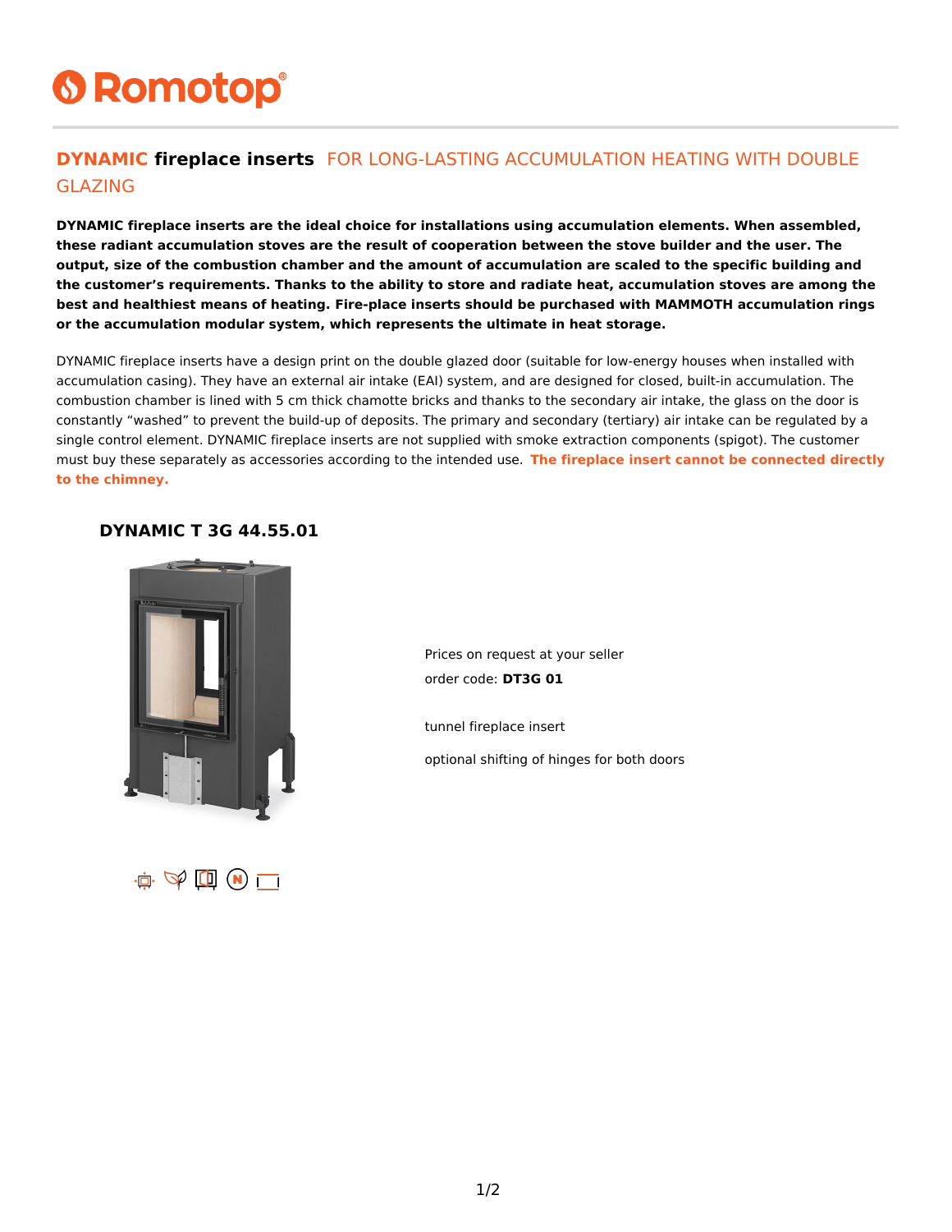# Romotop

## **DYNAMIC** fireplace inserts FOR LONG-LASTING ACCUMULATION HEATING WITH DOUBLE GLAZING

**DYNAMIC fireplace inserts are the ideal choice for installations using accumulation elements. When assembled, these radiant accumulation stoves are the result of cooperation between the stove builder and the user. The output, size of the combustion chamber and the amount of accumulation are scaled to the specific building and the customer's requirements. Thanks to the ability to store and radiate heat, accumulation stoves are among the best and healthiest means of heating. Fire-place inserts should be purchased with MAMMOTH accumulation rings or the accumulation modular system, which represents the ultimate in heat storage.**

DYNAMIC fireplace inserts have a design print on the double glazed door (suitable for low-energy houses when installed with accumulation casing). They have an external air intake (EAI) system, and are designed for closed, built-in accumulation. The combustion chamber is lined with 5 cm thick chamotte bricks and thanks to the secondary air intake, the glass on the door is constantly "washed" to prevent the build-up of deposits. The primary and secondary (tertiary) air intake can be regulated by a single control element. DYNAMIC fireplace inserts are not supplied with smoke extraction components (spigot). The customer must buy these separately as accessories according to the intended use. **The fireplace insert cannot be connected directly to the chimney.**

### DYNAMIC T 3G 44.55.01

Prices on request at your seller

order code: **DT3G 01**

tunnel fireplace insert

optional shifting of hinges for both doors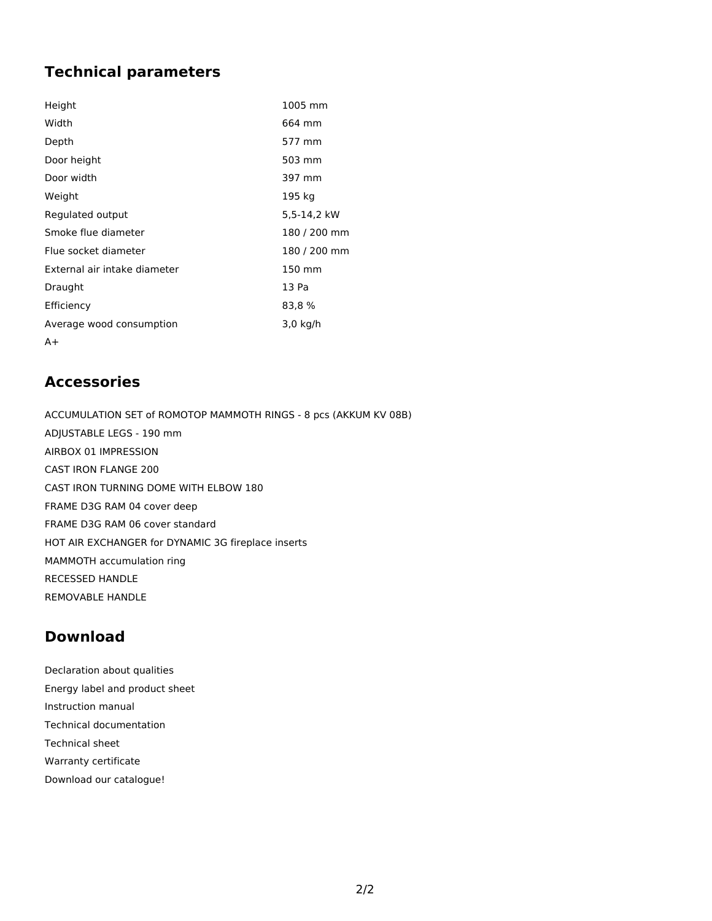## Technical parameters

| | |
|---|---|
| Height | 1005 mm |
| Width | 664 mm |
| Depth | 577 mm |
| Door height | 503 mm |
| Door width | 397 mm |
| Weight | 195 kg |
| Regulated output | 5,5-14,2 kW |
| Smoke flue diameter | 180 / 200 mm |
| Flue socket diameter | 180 / 200 mm |
| External air intake diameter | 150 mm |
| Draught | 13 Pa |
| Efficiency | 83,8 % |
| Average wood consumption | 3,0 kg/h |
| A+ | |

## Accessories

ACCUMULATION SET of ROMOTOP MAMMOTH RINGS - 8 pcs (AKKUM KV 08B)

ADJUSTABLE LEGS - 190 mm

AIRBOX 01 IMPRESSION

CAST IRON FLANGE 200

CAST IRON TURNING DOME WITH ELBOW 180

FRAME D3G RAM 04 cover deep

FRAME D3G RAM 06 cover standard

HOT AIR EXCHANGER for DYNAMIC 3G fireplace inserts

MAMMOTH accumulation ring

RECESSED HANDLE

REMOVABLE HANDLE

## Download

Declaration about qualities

Energy label and product sheet

Instruction manual

Technical documentation

Technical sheet

Warranty certificate

Download our catalogue!